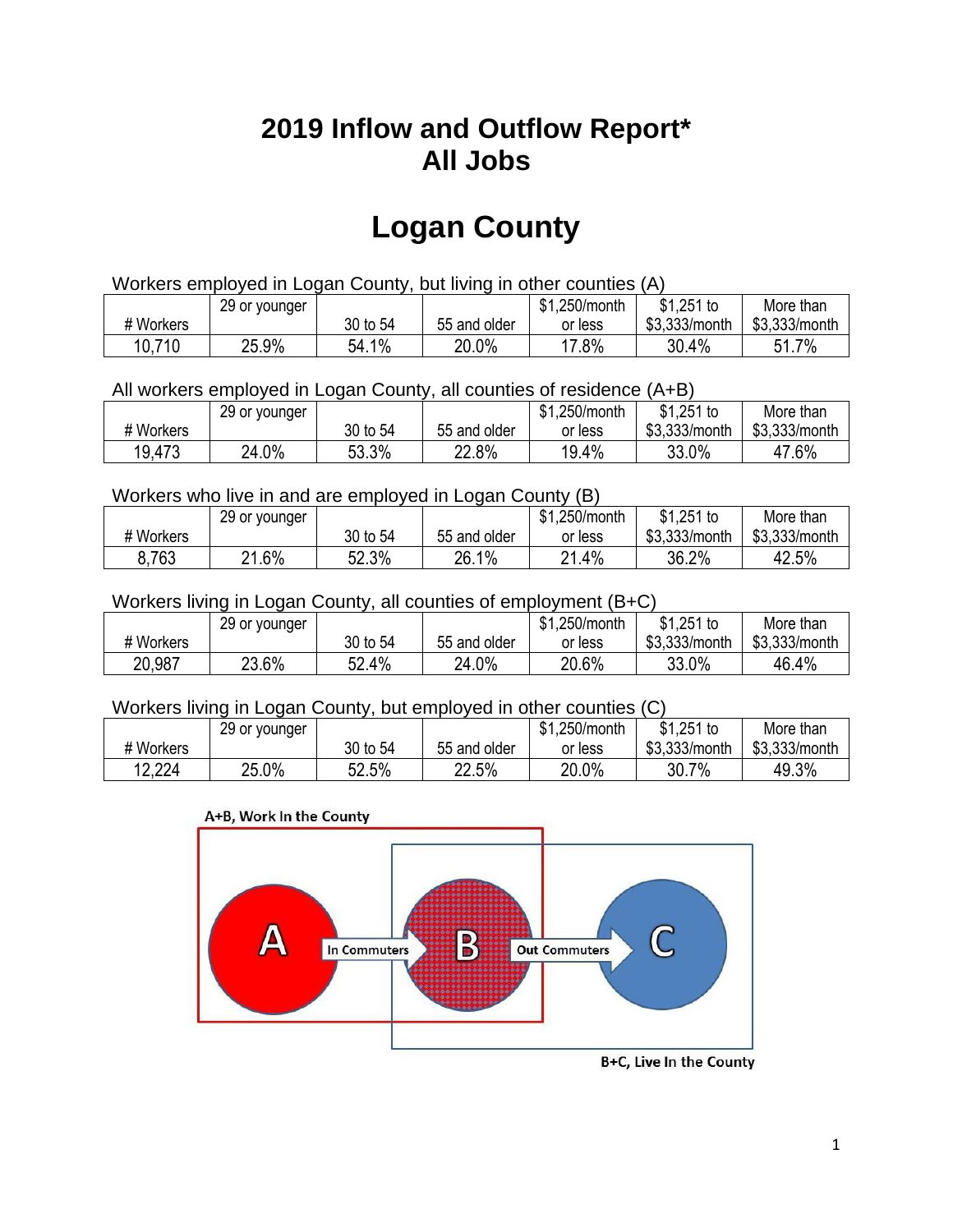# 2019 Inflow and Outflow Report*
# All Jobs

# Logan County

Workers employed in Logan County, but living in other counties (A)

| # Workers | 29 or younger | 30 to 54 | 55 and older | $1,250/month or less | $1,251 to $3,333/month | More than $3,333/month |
|---|---|---|---|---|---|---|
| 10,710 | 25.9% | 54.1% | 20.0% | 17.8% | 30.4% | 51.7% |

All workers employed in Logan County, all counties of residence (A+B)

| # Workers | 29 or younger | 30 to 54 | 55 and older | $1,250/month or less | $1,251 to $3,333/month | More than $3,333/month |
|---|---|---|---|---|---|---|
| 19,473 | 24.0% | 53.3% | 22.8% | 19.4% | 33.0% | 47.6% |

Workers who live in and are employed in Logan County (B)

| # Workers | 29 or younger | 30 to 54 | 55 and older | $1,250/month or less | $1,251 to $3,333/month | More than $3,333/month |
|---|---|---|---|---|---|---|
| 8,763 | 21.6% | 52.3% | 26.1% | 21.4% | 36.2% | 42.5% |

Workers living in Logan County, all counties of employment (B+C)

| # Workers | 29 or younger | 30 to 54 | 55 and older | $1,250/month or less | $1,251 to $3,333/month | More than $3,333/month |
|---|---|---|---|---|---|---|
| 20,987 | 23.6% | 52.4% | 24.0% | 20.6% | 33.0% | 46.4% |

Workers living in Logan County, but employed in other counties (C)

| # Workers | 29 or younger | 30 to 54 | 55 and older | $1,250/month or less | $1,251 to $3,333/month | More than $3,333/month |
|---|---|---|---|---|---|---|
| 12,224 | 25.0% | 52.5% | 22.5% | 20.0% | 30.7% | 49.3% |

A+B, Work In the County

A

In Commuters

B

Out Commuters

C

B+C, Live In the County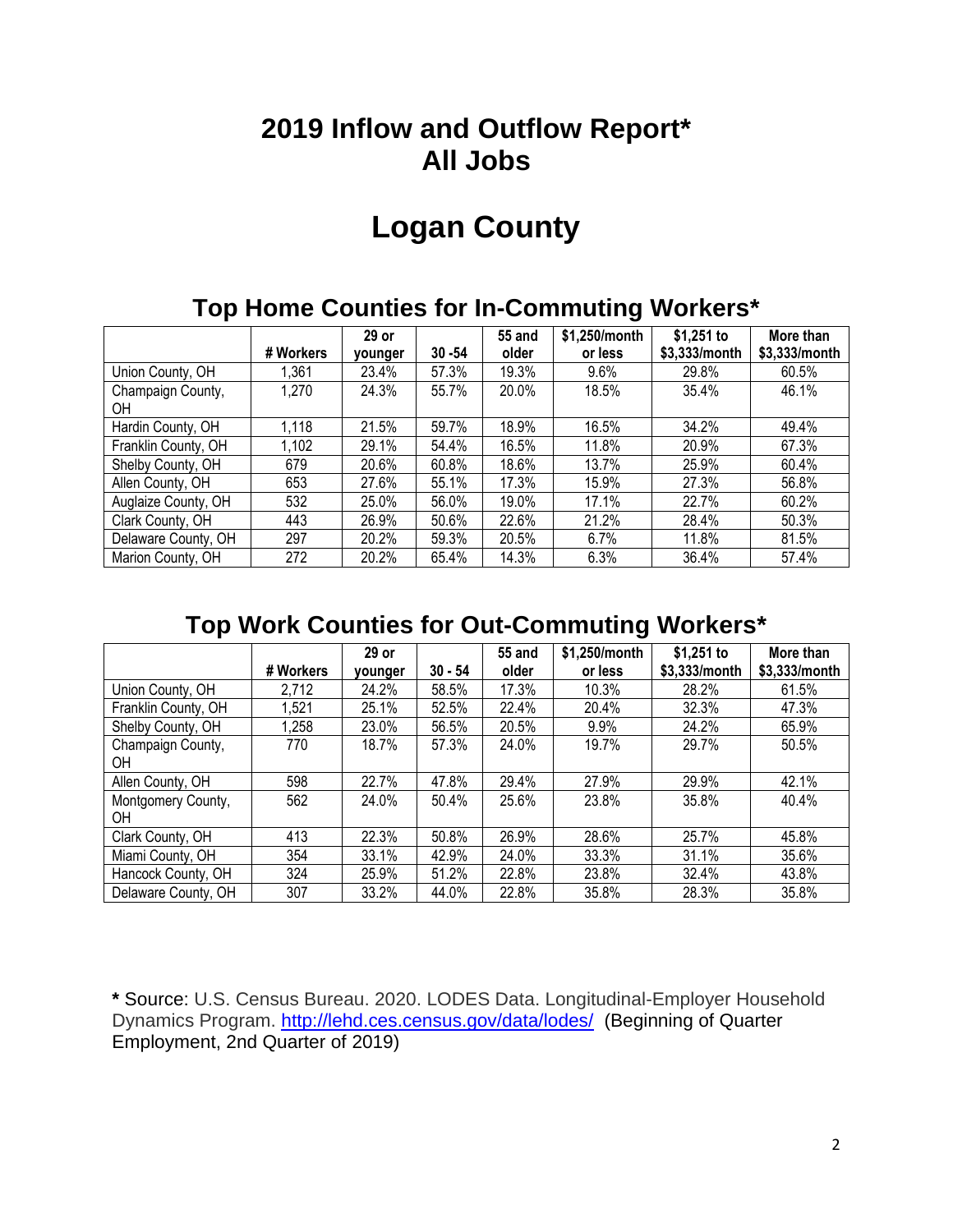# 2019 Inflow and Outflow Report*
# All Jobs

# Logan County

## Top Home Counties for In-Commuting Workers*

| | # Workers | 29 or younger | 30 -54 | 55 and older | $1,250/month or less | $1,251 to $3,333/month | More than $3,333/month |
|---|---|---|---|---|---|---|---|
| Union County, OH | 1,361 | 23.4% | 57.3% | 19.3% | 9.6% | 29.8% | 60.5% |
| Champaign County, OH | 1,270 | 24.3% | 55.7% | 20.0% | 18.5% | 35.4% | 46.1% |
| Hardin County, OH | 1,118 | 21.5% | 59.7% | 18.9% | 16.5% | 34.2% | 49.4% |
| Franklin County, OH | 1,102 | 29.1% | 54.4% | 16.5% | 11.8% | 20.9% | 67.3% |
| Shelby County, OH | 679 | 20.6% | 60.8% | 18.6% | 13.7% | 25.9% | 60.4% |
| Allen County, OH | 653 | 27.6% | 55.1% | 17.3% | 15.9% | 27.3% | 56.8% |
| Auglaize County, OH | 532 | 25.0% | 56.0% | 19.0% | 17.1% | 22.7% | 60.2% |
| Clark County, OH | 443 | 26.9% | 50.6% | 22.6% | 21.2% | 28.4% | 50.3% |
| Delaware County, OH | 297 | 20.2% | 59.3% | 20.5% | 6.7% | 11.8% | 81.5% |
| Marion County, OH | 272 | 20.2% | 65.4% | 14.3% | 6.3% | 36.4% | 57.4% |

## Top Work Counties for Out-Commuting Workers*

| | # Workers | 29 or younger | 30 - 54 | 55 and older | $1,250/month or less | $1,251 to $3,333/month | More than $3,333/month |
|---|---|---|---|---|---|---|---|
| Union County, OH | 2,712 | 24.2% | 58.5% | 17.3% | 10.3% | 28.2% | 61.5% |
| Franklin County, OH | 1,521 | 25.1% | 52.5% | 22.4% | 20.4% | 32.3% | 47.3% |
| Shelby County, OH | 1,258 | 23.0% | 56.5% | 20.5% | 9.9% | 24.2% | 65.9% |
| Champaign County, OH | 770 | 18.7% | 57.3% | 24.0% | 19.7% | 29.7% | 50.5% |
| Allen County, OH | 598 | 22.7% | 47.8% | 29.4% | 27.9% | 29.9% | 42.1% |
| Montgomery County, OH | 562 | 24.0% | 50.4% | 25.6% | 23.8% | 35.8% | 40.4% |
| Clark County, OH | 413 | 22.3% | 50.8% | 26.9% | 28.6% | 25.7% | 45.8% |
| Miami County, OH | 354 | 33.1% | 42.9% | 24.0% | 33.3% | 31.1% | 35.6% |
| Hancock County, OH | 324 | 25.9% | 51.2% | 22.8% | 23.8% | 32.4% | 43.8% |
| Delaware County, OH | 307 | 33.2% | 44.0% | 22.8% | 35.8% | 28.3% | 35.8% |

**\*** Source: U.S. Census Bureau. 2020. LODES Data. Longitudinal-Employer Household Dynamics Program. http://lehd.ces.census.gov/data/lodes/ (Beginning of Quarter Employment, 2nd Quarter of 2019)